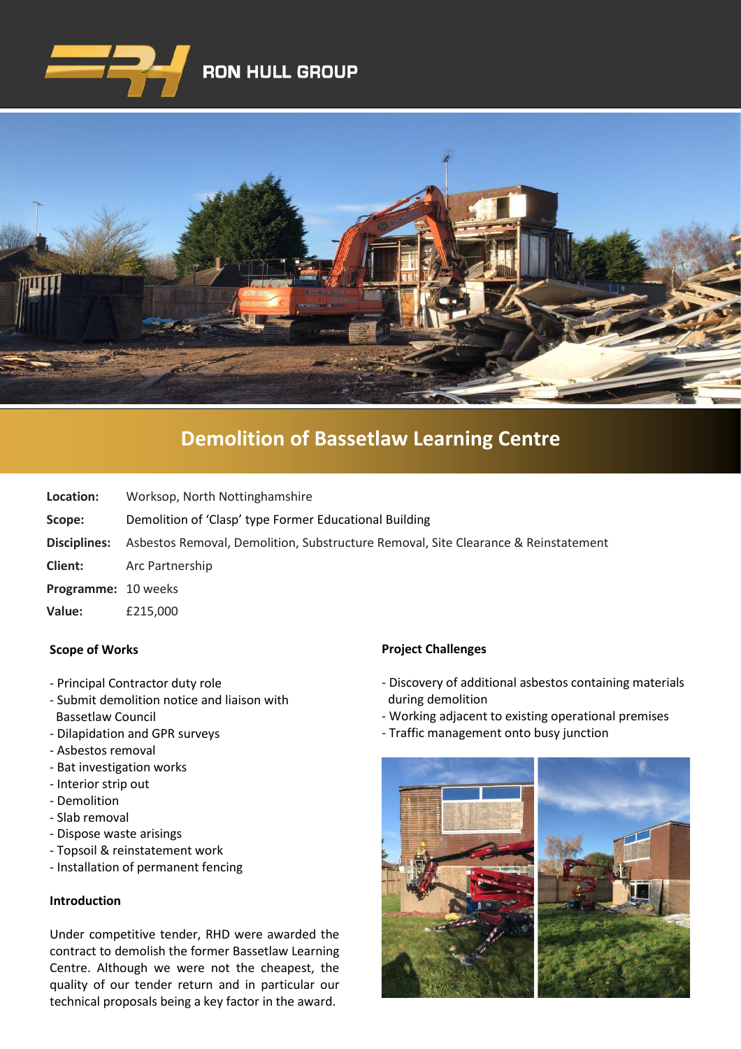RON HULL GROUP

# Demolition of Bassetlaw Learning Centre

**Location:** Worksop, North Nottinghamshire

**Scope:** Demolition of 'Clasp' type Former Educational Building

**Disciplines:** Asbestos Removal, Demolition, Substructure Removal, Site Clearance & Reinstatement

**Client:** Arc Partnership

**Programme:** 10 weeks

**Value:** £215,000

### Scope of Works

- Principal Contractor duty role
- Submit demolition notice and liaison with Bassetlaw Council
- Dilapidation and GPR surveys
- Asbestos removal
- Bat investigation works
- Interior strip out
- Demolition
- Slab removal
- Dispose waste arisings
- Topsoil & reinstatement work
- Installation of permanent fencing

### Introduction

Under competitive tender, RHD were awarded the contract to demolish the former Bassetlaw Learning Centre. Although we were not the cheapest, the quality of our tender return and in particular our technical proposals being a key factor in the award.

### Project Challenges

- Discovery of additional asbestos containing materials during demolition
- Working adjacent to existing operational premises
- Traffic management onto busy junction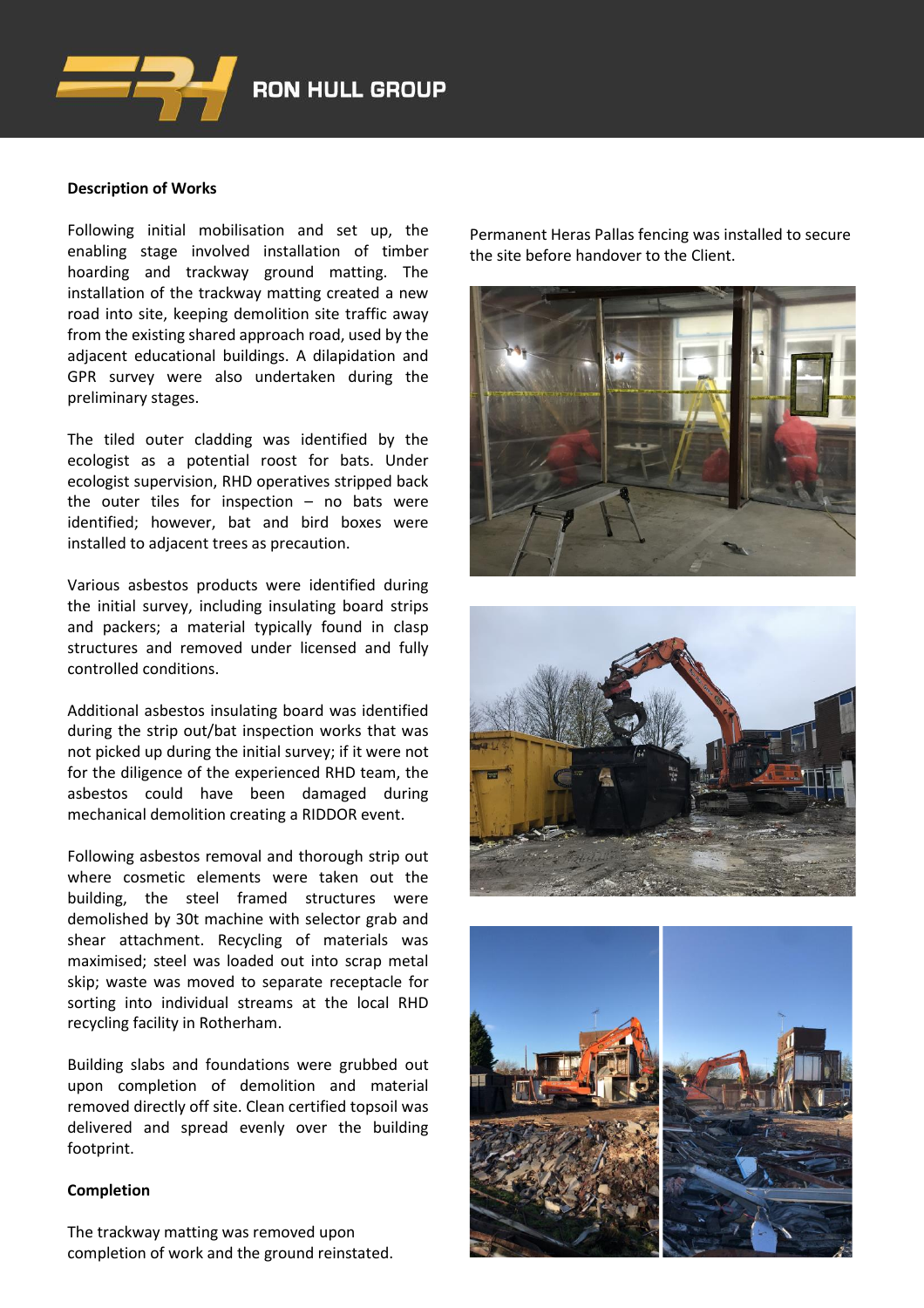**Description of Works**

Following initial mobilisation and set up, the enabling stage involved installation of timber hoarding and trackway ground matting. The installation of the trackway matting created a new road into site, keeping demolition site traffic away from the existing shared approach road, used by the adjacent educational buildings. A dilapidation and GPR survey were also undertaken during the preliminary stages.

The tiled outer cladding was identified by the ecologist as a potential roost for bats. Under ecologist supervision, RHD operatives stripped back the outer tiles for inspection – no bats were identified; however, bat and bird boxes were installed to adjacent trees as precaution.

Various asbestos products were identified during the initial survey, including insulating board strips and packers; a material typically found in clasp structures and removed under licensed and fully controlled conditions.

Additional asbestos insulating board was identified during the strip out/bat inspection works that was not picked up during the initial survey; if it were not for the diligence of the experienced RHD team, the asbestos could have been damaged during mechanical demolition creating a RIDDOR event.

Following asbestos removal and thorough strip out where cosmetic elements were taken out the building, the steel framed structures were demolished by 30t machine with selector grab and shear attachment. Recycling of materials was maximised; steel was loaded out into scrap metal skip; waste was moved to separate receptacle for sorting into individual streams at the local RHD recycling facility in Rotherham.

Building slabs and foundations were grubbed out upon completion of demolition and material removed directly off site. Clean certified topsoil was delivered and spread evenly over the building footprint.

**Completion**

The trackway matting was removed upon completion of work and the ground reinstated.

Permanent Heras Pallas fencing was installed to secure the site before handover to the Client.